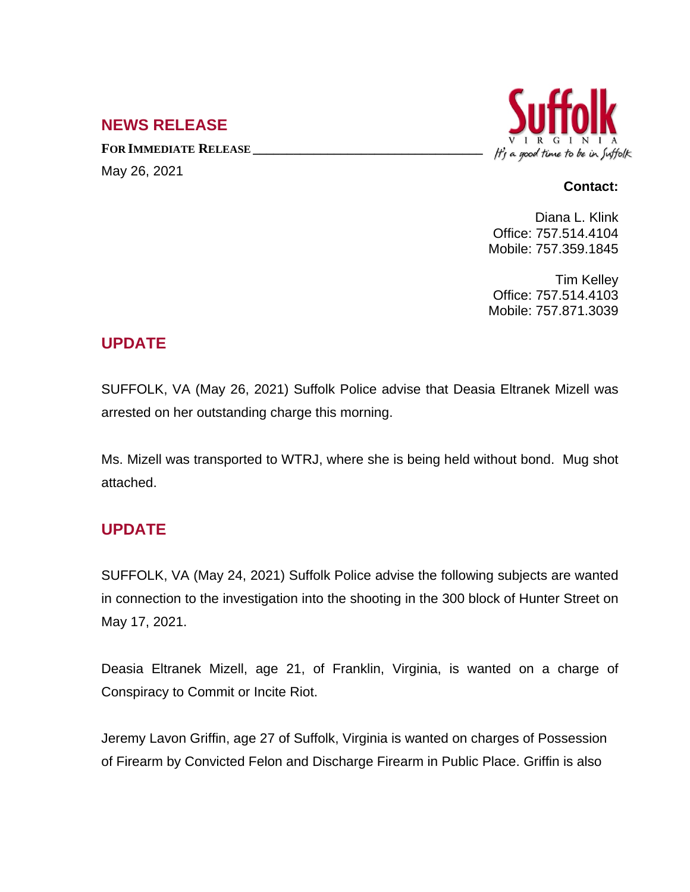## NEWS RELEASE

**FOR IMMEDIATE RELEASE**

May 26, 2021

**Contact:**

Diana L. Klink
Office: 757.514.4104
Mobile: 757.359.1845

Tim Kelley
Office: 757.514.4103
Mobile: 757.871.3039

## UPDATE

SUFFOLK, VA (May 26, 2021) Suffolk Police advise that Deasia Eltranek Mizell was arrested on her outstanding charge this morning.

Ms. Mizell was transported to WTRJ, where she is being held without bond. Mug shot attached.

## UPDATE

SUFFOLK, VA (May 24, 2021) Suffolk Police advise the following subjects are wanted in connection to the investigation into the shooting in the 300 block of Hunter Street on May 17, 2021.

Deasia Eltranek Mizell, age 21, of Franklin, Virginia, is wanted on a charge of Conspiracy to Commit or Incite Riot.

Jeremy Lavon Griffin, age 27 of Suffolk, Virginia is wanted on charges of Possession of Firearm by Convicted Felon and Discharge Firearm in Public Place. Griffin is also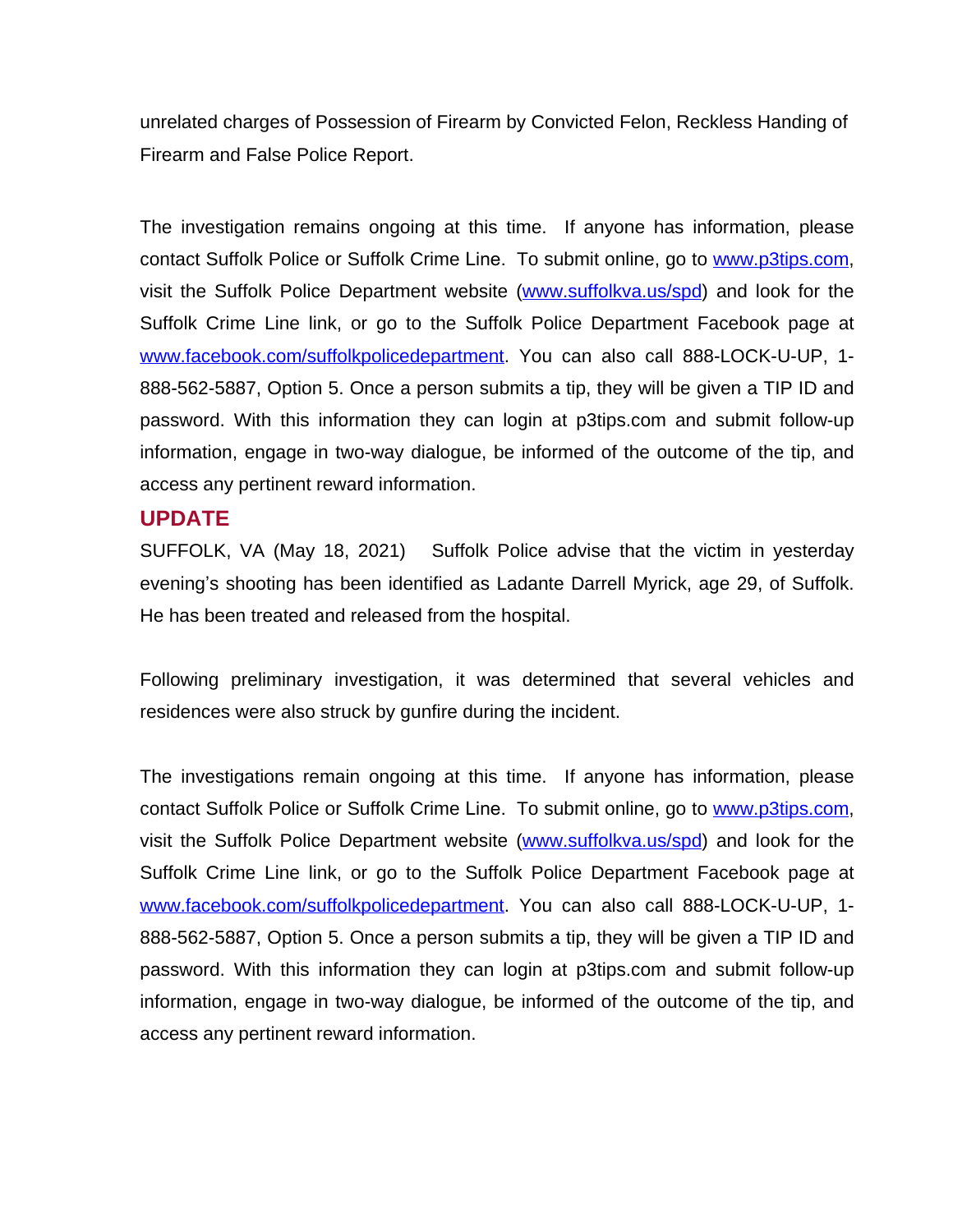unrelated charges of Possession of Firearm by Convicted Felon, Reckless Handing of Firearm and False Police Report.

The investigation remains ongoing at this time. If anyone has information, please contact Suffolk Police or Suffolk Crime Line. To submit online, go to [www.p3tips.com](http://www.p3tips.com), visit the Suffolk Police Department website ([www.suffolkva.us/spd](http://www.suffolkva.us/spd)) and look for the Suffolk Crime Line link, or go to the Suffolk Police Department Facebook page at [www.facebook.com/suffolkpolicedepartment](http://www.facebook.com/suffolkpolicedepartment). You can also call 888-LOCK-U-UP, 1-888-562-5887, Option 5. Once a person submits a tip, they will be given a TIP ID and password. With this information they can login at p3tips.com and submit follow-up information, engage in two-way dialogue, be informed of the outcome of the tip, and access any pertinent reward information.

## UPDATE

SUFFOLK, VA (May 18, 2021) Suffolk Police advise that the victim in yesterday evening's shooting has been identified as Ladante Darrell Myrick, age 29, of Suffolk. He has been treated and released from the hospital.

Following preliminary investigation, it was determined that several vehicles and residences were also struck by gunfire during the incident.

The investigations remain ongoing at this time. If anyone has information, please contact Suffolk Police or Suffolk Crime Line. To submit online, go to [www.p3tips.com](http://www.p3tips.com), visit the Suffolk Police Department website ([www.suffolkva.us/spd](http://www.suffolkva.us/spd)) and look for the Suffolk Crime Line link, or go to the Suffolk Police Department Facebook page at [www.facebook.com/suffolkpolicedepartment](http://www.facebook.com/suffolkpolicedepartment). You can also call 888-LOCK-U-UP, 1-888-562-5887, Option 5. Once a person submits a tip, they will be given a TIP ID and password. With this information they can login at p3tips.com and submit follow-up information, engage in two-way dialogue, be informed of the outcome of the tip, and access any pertinent reward information.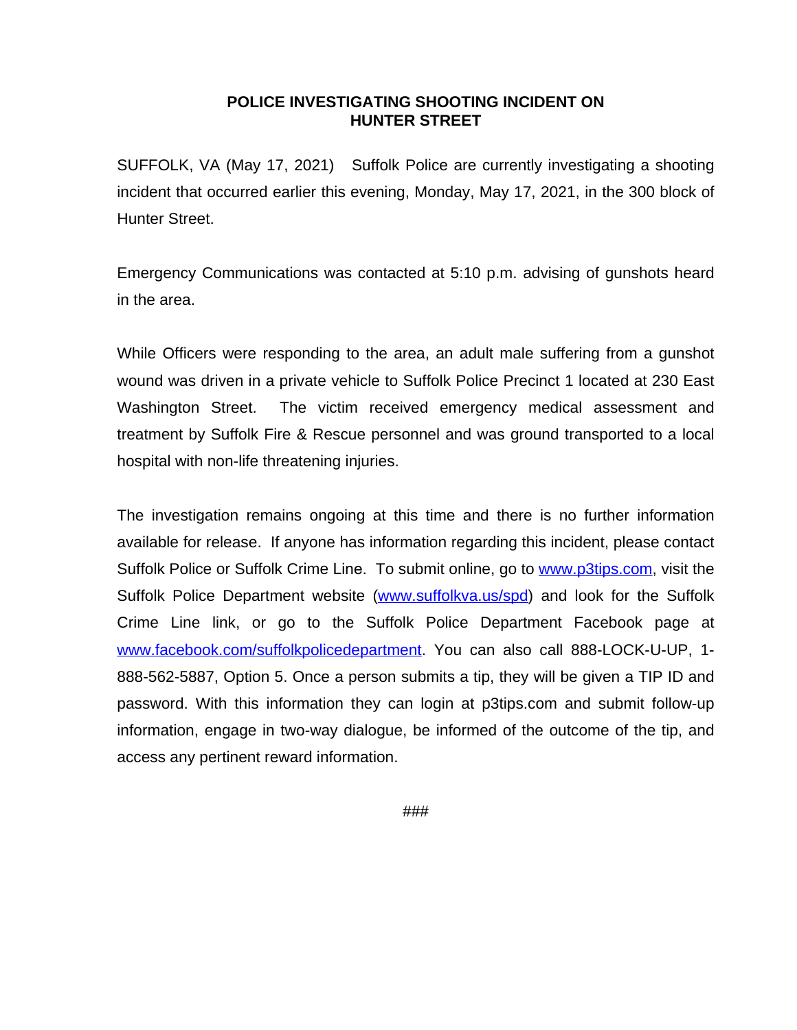**POLICE INVESTIGATING SHOOTING INCIDENT ON HUNTER STREET**

SUFFOLK, VA (May 17, 2021) Suffolk Police are currently investigating a shooting incident that occurred earlier this evening, Monday, May 17, 2021, in the 300 block of Hunter Street.

Emergency Communications was contacted at 5:10 p.m. advising of gunshots heard in the area.

While Officers were responding to the area, an adult male suffering from a gunshot wound was driven in a private vehicle to Suffolk Police Precinct 1 located at 230 East Washington Street. The victim received emergency medical assessment and treatment by Suffolk Fire & Rescue personnel and was ground transported to a local hospital with non-life threatening injuries.

The investigation remains ongoing at this time and there is no further information available for release. If anyone has information regarding this incident, please contact Suffolk Police or Suffolk Crime Line. To submit online, go to www.p3tips.com, visit the Suffolk Police Department website (www.suffolkva.us/spd) and look for the Suffolk Crime Line link, or go to the Suffolk Police Department Facebook page at www.facebook.com/suffolkpolicedepartment. You can also call 888-LOCK-U-UP, 1-888-562-5887, Option 5. Once a person submits a tip, they will be given a TIP ID and password. With this information they can login at p3tips.com and submit follow-up information, engage in two-way dialogue, be informed of the outcome of the tip, and access any pertinent reward information.

###